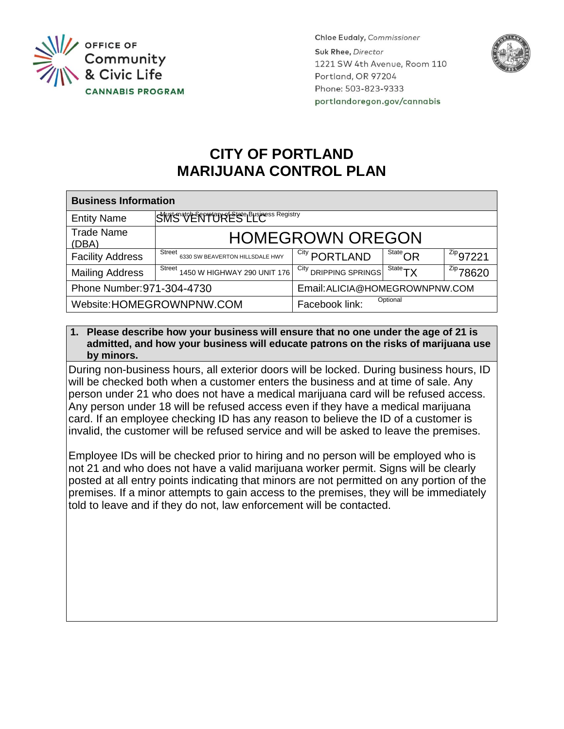OFFICE OF Community & Civic Life
CANNABIS PROGRAM

Chloe Eudaly, *Commissioner*
Suk Rhee, *Director*
1221 SW 4th Avenue, Room 110
Portland, OR 97204
Phone: 503-823-9333
portlandoregon.gov/cannabis

# CITY OF PORTLAND
# MARIJUANA CONTROL PLAN

| Business Information | | | | |
|---|---|---|---|---|
| Entity Name | Must match Secretary of State Business Registry SMS VENTURES LLC | | | |
| Trade Name (DBA) | HOMEGROWN OREGON | | | |
| Facility Address | Street 6330 SW BEAVERTON HILLSDALE HWY | City PORTLAND | State OR | Zip 97221 |
| Mailing Address | Street 1450 W HIGHWAY 290 UNIT 176 | City DRIPPING SPRINGS | State TX | Zip 78620 |
| Phone Number: 971-304-4730 | | Email: ALICIA@HOMEGROWNPNW.COM | | |
| Website: HOMEGROWNPNW.COM | | Facebook link: Optional | | |

**1. Please describe how your business will ensure that no one under the age of 21 is admitted, and how your business will educate patrons on the risks of marijuana use by minors.**

During non-business hours, all exterior doors will be locked. During business hours, ID will be checked both when a customer enters the business and at time of sale. Any person under 21 who does not have a medical marijuana card will be refused access. Any person under 18 will be refused access even if they have a medical marijuana card. If an employee checking ID has any reason to believe the ID of a customer is invalid, the customer will be refused service and will be asked to leave the premises.

Employee IDs will be checked prior to hiring and no person will be employed who is not 21 and who does not have a valid marijuana worker permit. Signs will be clearly posted at all entry points indicating that minors are not permitted on any portion of the premises. If a minor attempts to gain access to the premises, they will be immediately told to leave and if they do not, law enforcement will be contacted.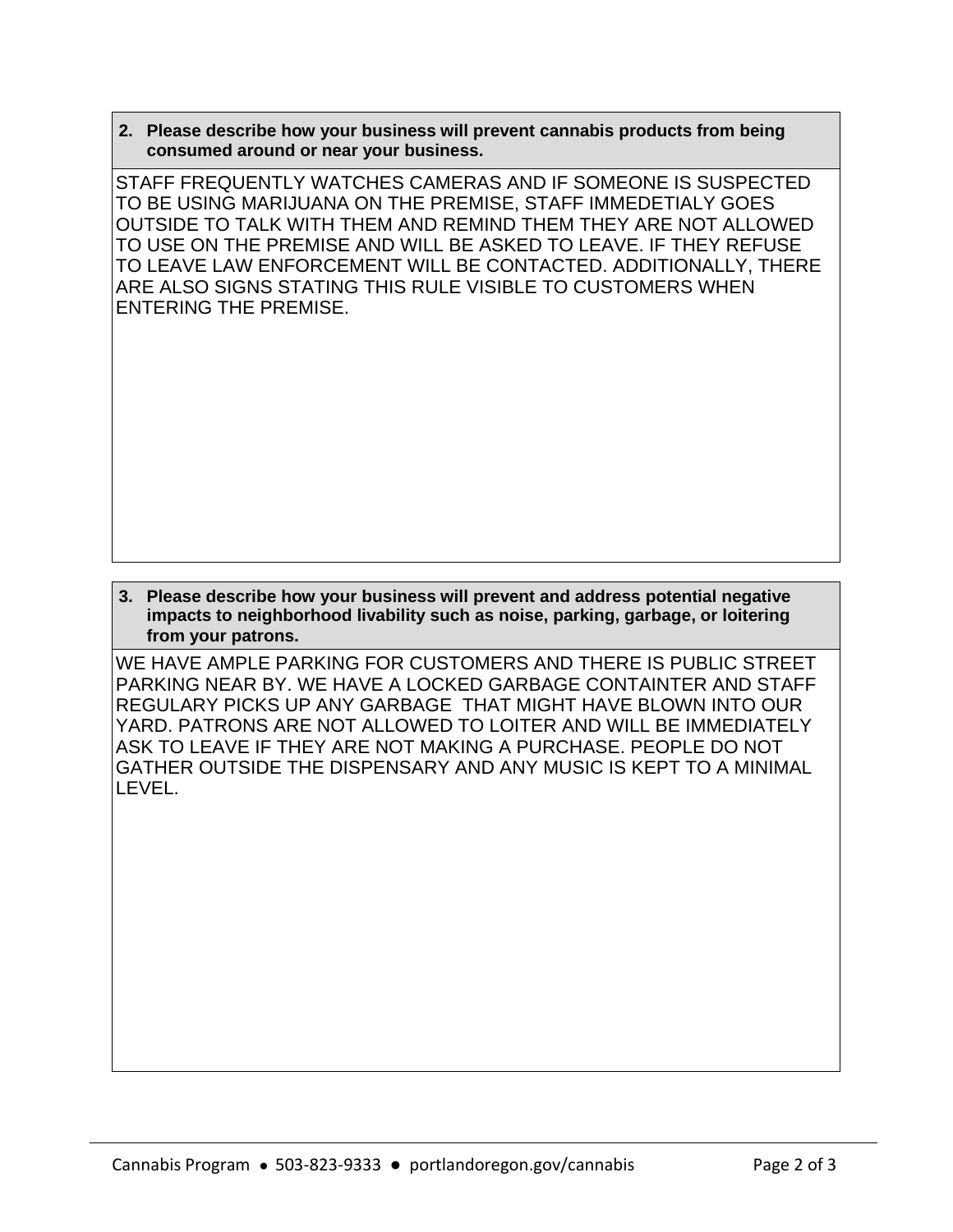**2. Please describe how your business will prevent cannabis products from being consumed around or near your business.**

STAFF FREQUENTLY WATCHES CAMERAS AND IF SOMEONE IS SUSPECTED TO BE USING MARIJUANA ON THE PREMISE, STAFF IMMEDETIALY GOES OUTSIDE TO TALK WITH THEM AND REMIND THEM THEY ARE NOT ALLOWED TO USE ON THE PREMISE AND WILL BE ASKED TO LEAVE. IF THEY REFUSE TO LEAVE LAW ENFORCEMENT WILL BE CONTACTED. ADDITIONALLY, THERE ARE ALSO SIGNS STATING THIS RULE VISIBLE TO CUSTOMERS WHEN ENTERING THE PREMISE.

**3. Please describe how your business will prevent and address potential negative impacts to neighborhood livability such as noise, parking, garbage, or loitering from your patrons.**

WE HAVE AMPLE PARKING FOR CUSTOMERS AND THERE IS PUBLIC STREET PARKING NEAR BY. WE HAVE A LOCKED GARBAGE CONTAINTER AND STAFF REGULARY PICKS UP ANY GARBAGE THAT MIGHT HAVE BLOWN INTO OUR YARD. PATRONS ARE NOT ALLOWED TO LOITER AND WILL BE IMMEDIATELY ASK TO LEAVE IF THEY ARE NOT MAKING A PURCHASE. PEOPLE DO NOT GATHER OUTSIDE THE DISPENSARY AND ANY MUSIC IS KEPT TO A MINIMAL LEVEL.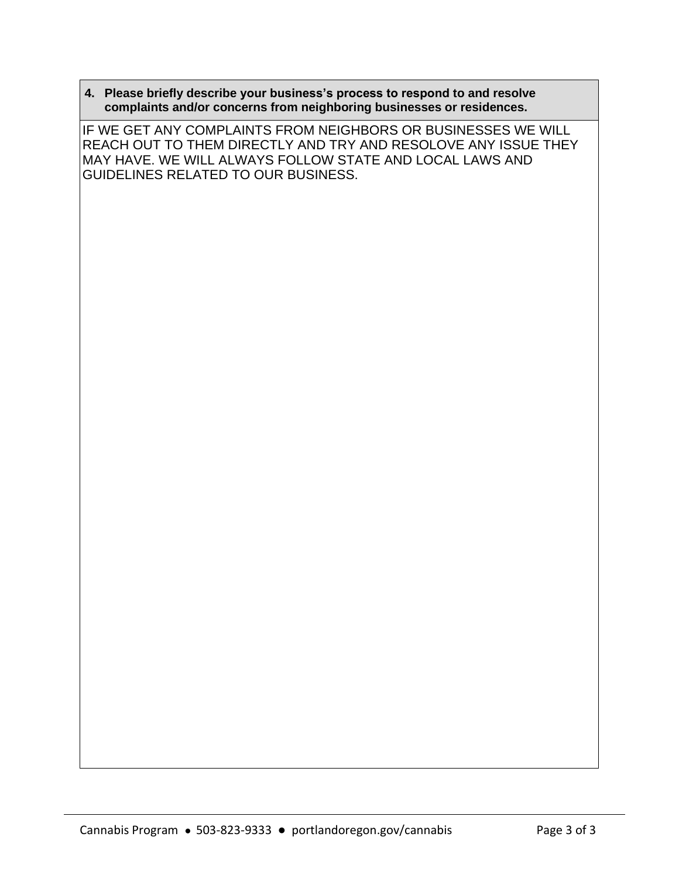**4. Please briefly describe your business's process to respond to and resolve complaints and/or concerns from neighboring businesses or residences.**

IF WE GET ANY COMPLAINTS FROM NEIGHBORS OR BUSINESSES WE WILL REACH OUT TO THEM DIRECTLY AND TRY AND RESOLOVE ANY ISSUE THEY MAY HAVE. WE WILL ALWAYS FOLLOW STATE AND LOCAL LAWS AND GUIDELINES RELATED TO OUR BUSINESS.